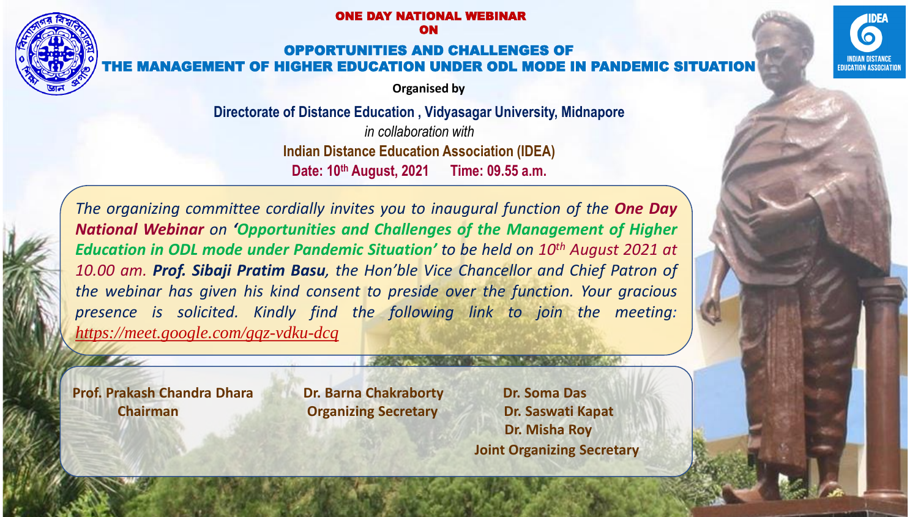# ONE DAY NATIONAL WEBINAR
# ON

## OPPORTUNITIES AND CHALLENGES OF THE MANAGEMENT OF HIGHER EDUCATION UNDER ODL MODE IN PANDEMIC SITUATION

**Organised by**

**Directorate of Distance Education , Vidyasagar University, Midnapore**

*in collaboration with*

**Indian Distance Education Association (IDEA)**

**Date: 10$^{th}$ August, 2021 Time: 09.55 a.m.**

*The organizing committee cordially invites you to inaugural function of the **One Day National Webinar** on **'Opportunities and Challenges of the Management of Higher Education in ODL mode under Pandemic Situation'** to be held on 10$^{th}$ August 2021 at 10.00 am. **Prof. Sibaji Pratim Basu**, the Hon'ble Vice Chancellor and Chief Patron of the webinar has given his kind consent to preside over the function. Your gracious presence is solicited. Kindly find the following link to join the meeting:* https://meet.google.com/gqz-vdku-dcq

**Prof. Prakash Chandra Dhara**
**Chairman**

**Dr. Barna Chakraborty**
**Organizing Secretary**

**Dr. Soma Das**
**Dr. Saswati Kapat**
**Dr. Misha Roy**
**Joint Organizing Secretary**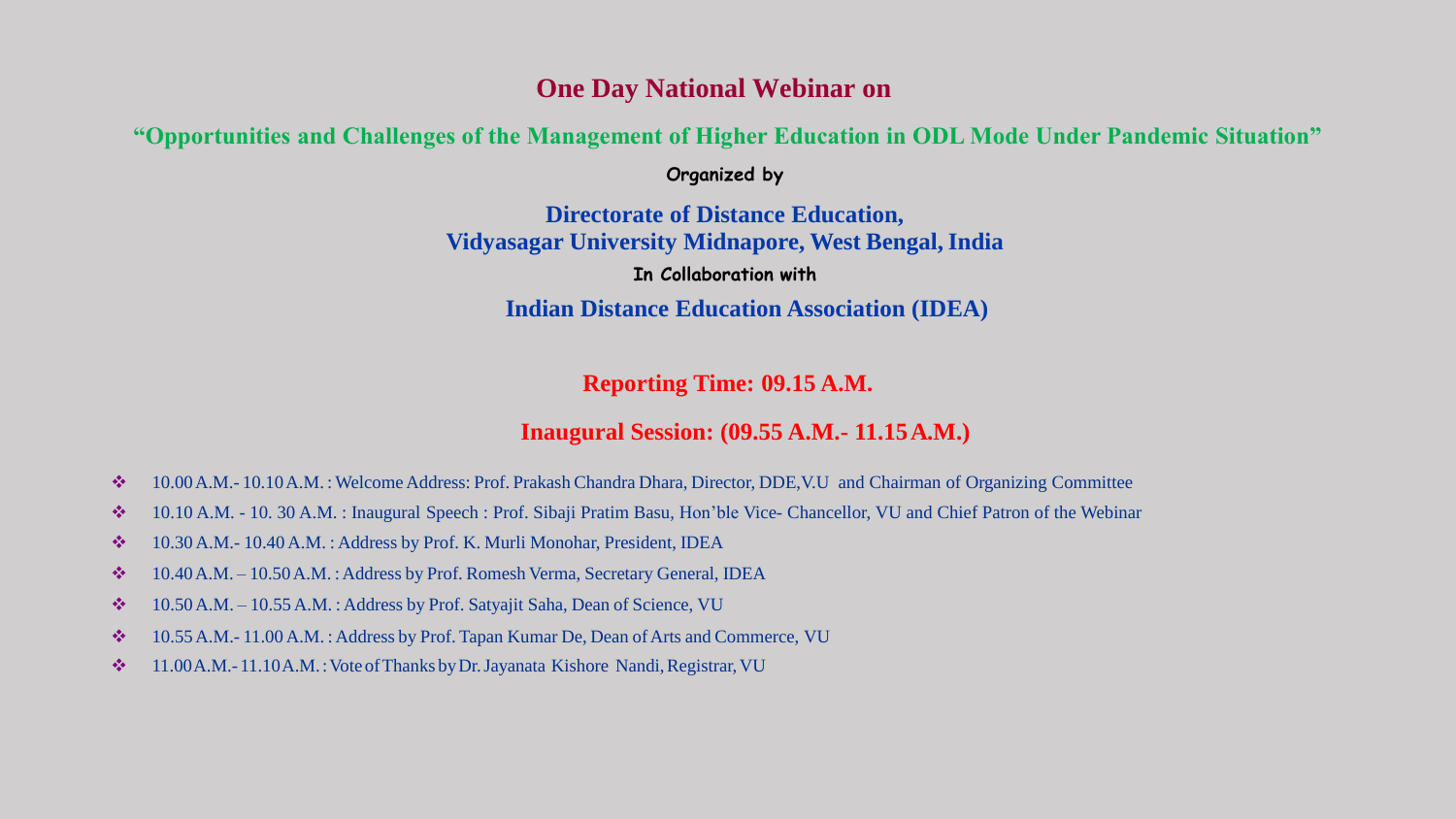## One Day National Webinar on

### "Opportunities and Challenges of the Management of Higher Education in ODL Mode Under Pandemic Situation"

**Organized by**

**Directorate of Distance Education,**
**Vidyasagar University Midnapore, West Bengal, India**

**In Collaboration with**

**Indian Distance Education Association (IDEA)**

**Reporting Time: 09.15 A.M.**

**Inaugural Session: (09.55 A.M.- 11.15 A.M.)**

- 10.00 A.M.- 10.10 A.M. : Welcome Address: Prof. Prakash Chandra Dhara, Director, DDE,V.U and Chairman of Organizing Committee
- 10.10 A.M. - 10. 30 A.M. : Inaugural Speech : Prof. Sibaji Pratim Basu, Hon'ble Vice- Chancellor, VU and Chief Patron of the Webinar
- 10.30 A.M.- 10.40 A.M. : Address by Prof. K. Murli Monohar, President, IDEA
- 10.40 A.M. – 10.50 A.M. : Address by Prof. Romesh Verma, Secretary General, IDEA
- 10.50 A.M. – 10.55 A.M. : Address by Prof. Satyajit Saha, Dean of Science, VU
- 10.55 A.M.- 11.00 A.M. : Address by Prof. Tapan Kumar De, Dean of Arts and Commerce, VU
- 11.00 A.M.- 11.10 A.M. : Vote of Thanks by Dr. Jayanata Kishore Nandi, Registrar, VU